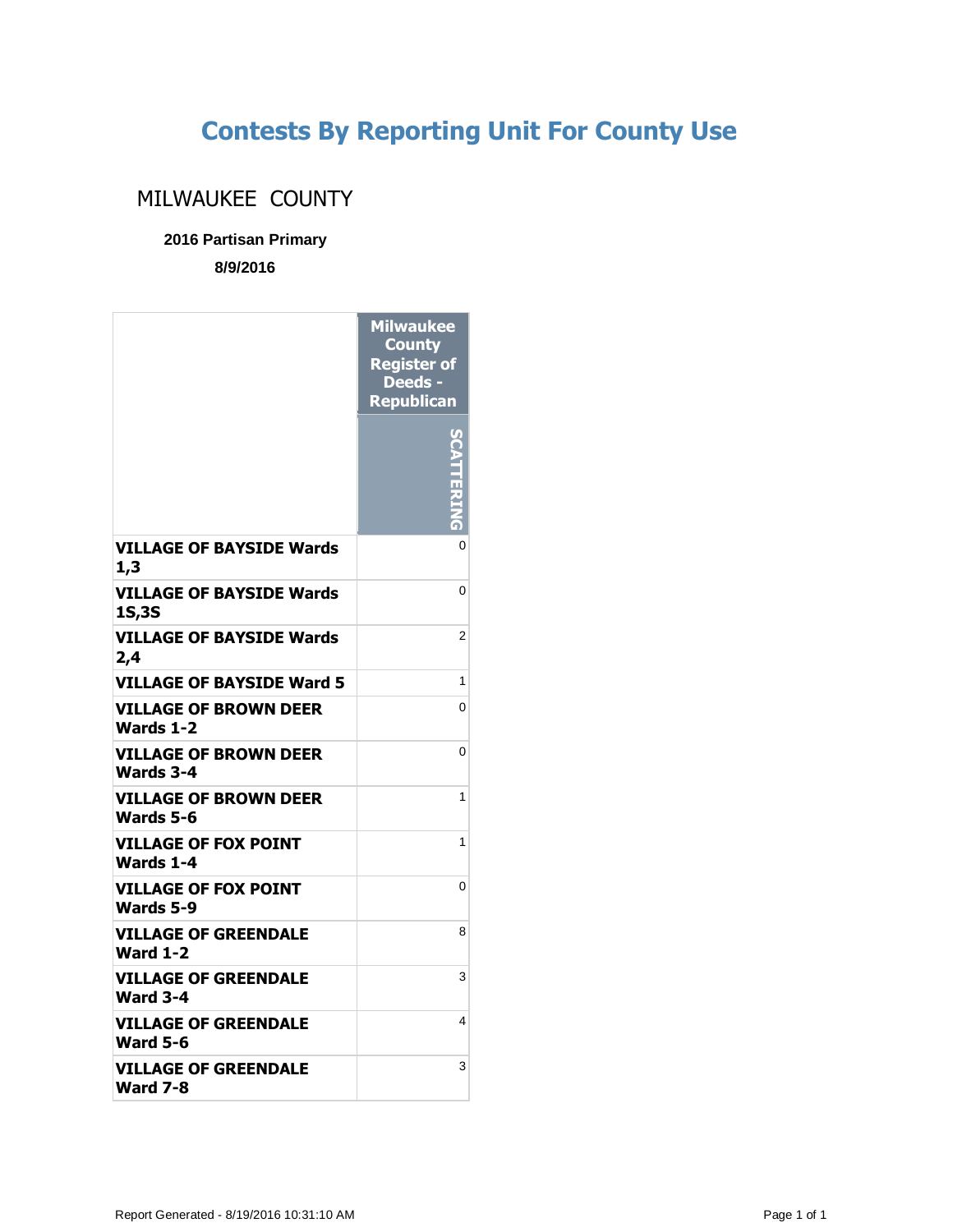# Contests By Reporting Unit For County Use

## MILWAUKEE COUNTY

**2016 Partisan Primary**

**8/9/2016**

| | Milwaukee County Register of Deeds - Republican |
|---|---|
| | SCATTERING |
| **VILLAGE OF BAYSIDE Wards 1,3** | 0 |
| **VILLAGE OF BAYSIDE Wards 1S,3S** | 0 |
| **VILLAGE OF BAYSIDE Wards 2,4** | 2 |
| **VILLAGE OF BAYSIDE Ward 5** | 1 |
| **VILLAGE OF BROWN DEER Wards 1-2** | 0 |
| **VILLAGE OF BROWN DEER Wards 3-4** | 0 |
| **VILLAGE OF BROWN DEER Wards 5-6** | 1 |
| **VILLAGE OF FOX POINT Wards 1-4** | 1 |
| **VILLAGE OF FOX POINT Wards 5-9** | 0 |
| **VILLAGE OF GREENDALE Ward 1-2** | 8 |
| **VILLAGE OF GREENDALE Ward 3-4** | 3 |
| **VILLAGE OF GREENDALE Ward 5-6** | 4 |
| **VILLAGE OF GREENDALE Ward 7-8** | 3 |

Report Generated - 8/19/2016 10:31:10 AM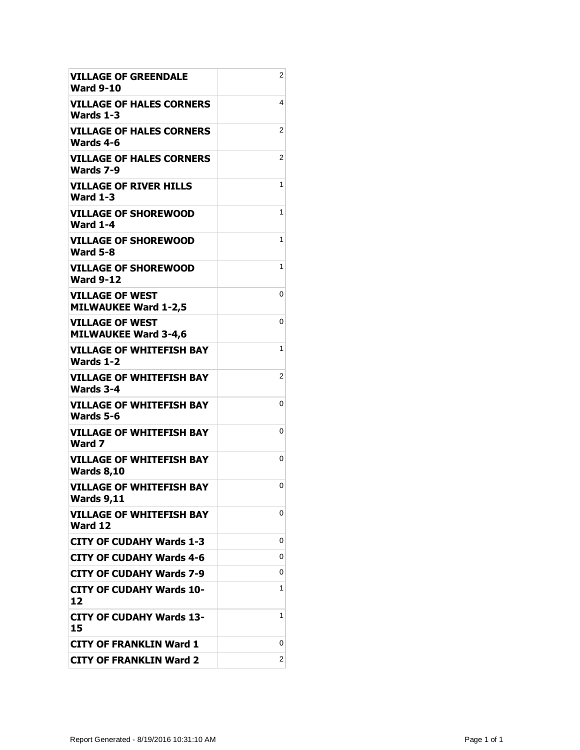| | |
|---|---|
| **VILLAGE OF GREENDALE Ward 9-10** | 2 |
| **VILLAGE OF HALES CORNERS Wards 1-3** | 4 |
| **VILLAGE OF HALES CORNERS Wards 4-6** | 2 |
| **VILLAGE OF HALES CORNERS Wards 7-9** | 2 |
| **VILLAGE OF RIVER HILLS Ward 1-3** | 1 |
| **VILLAGE OF SHOREWOOD Ward 1-4** | 1 |
| **VILLAGE OF SHOREWOOD Ward 5-8** | 1 |
| **VILLAGE OF SHOREWOOD Ward 9-12** | 1 |
| **VILLAGE OF WEST MILWAUKEE Ward 1-2,5** | 0 |
| **VILLAGE OF WEST MILWAUKEE Ward 3-4,6** | 0 |
| **VILLAGE OF WHITEFISH BAY Wards 1-2** | 1 |
| **VILLAGE OF WHITEFISH BAY Wards 3-4** | 2 |
| **VILLAGE OF WHITEFISH BAY Wards 5-6** | 0 |
| **VILLAGE OF WHITEFISH BAY Ward 7** | 0 |
| **VILLAGE OF WHITEFISH BAY Wards 8,10** | 0 |
| **VILLAGE OF WHITEFISH BAY Wards 9,11** | 0 |
| **VILLAGE OF WHITEFISH BAY Ward 12** | 0 |
| **CITY OF CUDAHY Wards 1-3** | 0 |
| **CITY OF CUDAHY Wards 4-6** | 0 |
| **CITY OF CUDAHY Wards 7-9** | 0 |
| **CITY OF CUDAHY Wards 10-12** | 1 |
| **CITY OF CUDAHY Wards 13-15** | 1 |
| **CITY OF FRANKLIN Ward 1** | 0 |
| **CITY OF FRANKLIN Ward 2** | 2 |

Report Generated - 8/19/2016 10:31:10 AM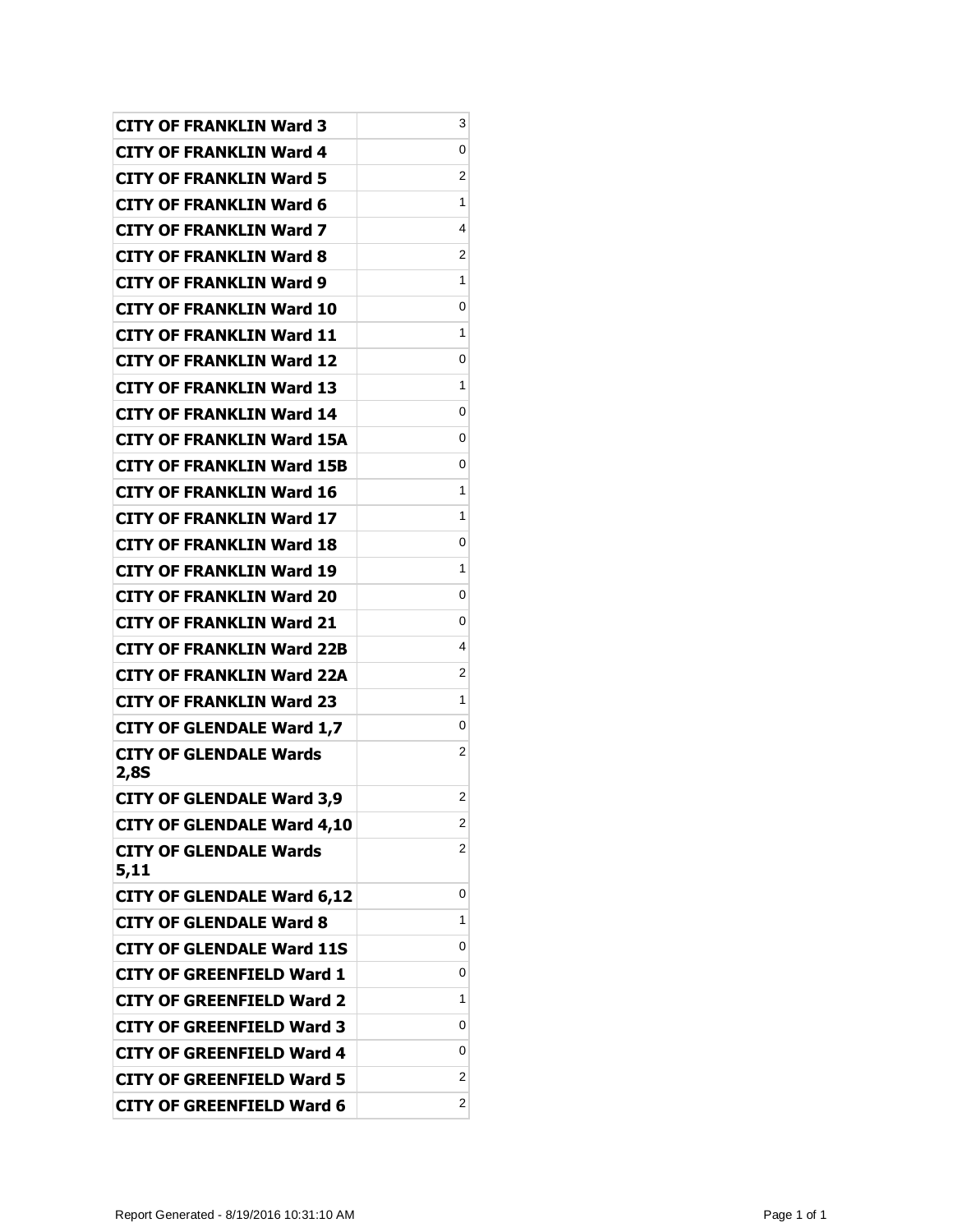| | |
|---|---|
| **CITY OF FRANKLIN Ward 3** | 3 |
| **CITY OF FRANKLIN Ward 4** | 0 |
| **CITY OF FRANKLIN Ward 5** | 2 |
| **CITY OF FRANKLIN Ward 6** | 1 |
| **CITY OF FRANKLIN Ward 7** | 4 |
| **CITY OF FRANKLIN Ward 8** | 2 |
| **CITY OF FRANKLIN Ward 9** | 1 |
| **CITY OF FRANKLIN Ward 10** | 0 |
| **CITY OF FRANKLIN Ward 11** | 1 |
| **CITY OF FRANKLIN Ward 12** | 0 |
| **CITY OF FRANKLIN Ward 13** | 1 |
| **CITY OF FRANKLIN Ward 14** | 0 |
| **CITY OF FRANKLIN Ward 15A** | 0 |
| **CITY OF FRANKLIN Ward 15B** | 0 |
| **CITY OF FRANKLIN Ward 16** | 1 |
| **CITY OF FRANKLIN Ward 17** | 1 |
| **CITY OF FRANKLIN Ward 18** | 0 |
| **CITY OF FRANKLIN Ward 19** | 1 |
| **CITY OF FRANKLIN Ward 20** | 0 |
| **CITY OF FRANKLIN Ward 21** | 0 |
| **CITY OF FRANKLIN Ward 22B** | 4 |
| **CITY OF FRANKLIN Ward 22A** | 2 |
| **CITY OF FRANKLIN Ward 23** | 1 |
| **CITY OF GLENDALE Ward 1,7** | 0 |
| **CITY OF GLENDALE Wards 2,8S** | 2 |
| **CITY OF GLENDALE Ward 3,9** | 2 |
| **CITY OF GLENDALE Ward 4,10** | 2 |
| **CITY OF GLENDALE Wards 5,11** | 2 |
| **CITY OF GLENDALE Ward 6,12** | 0 |
| **CITY OF GLENDALE Ward 8** | 1 |
| **CITY OF GLENDALE Ward 11S** | 0 |
| **CITY OF GREENFIELD Ward 1** | 0 |
| **CITY OF GREENFIELD Ward 2** | 1 |
| **CITY OF GREENFIELD Ward 3** | 0 |
| **CITY OF GREENFIELD Ward 4** | 0 |
| **CITY OF GREENFIELD Ward 5** | 2 |
| **CITY OF GREENFIELD Ward 6** | 2 |

Report Generated - 8/19/2016 10:31:10 AM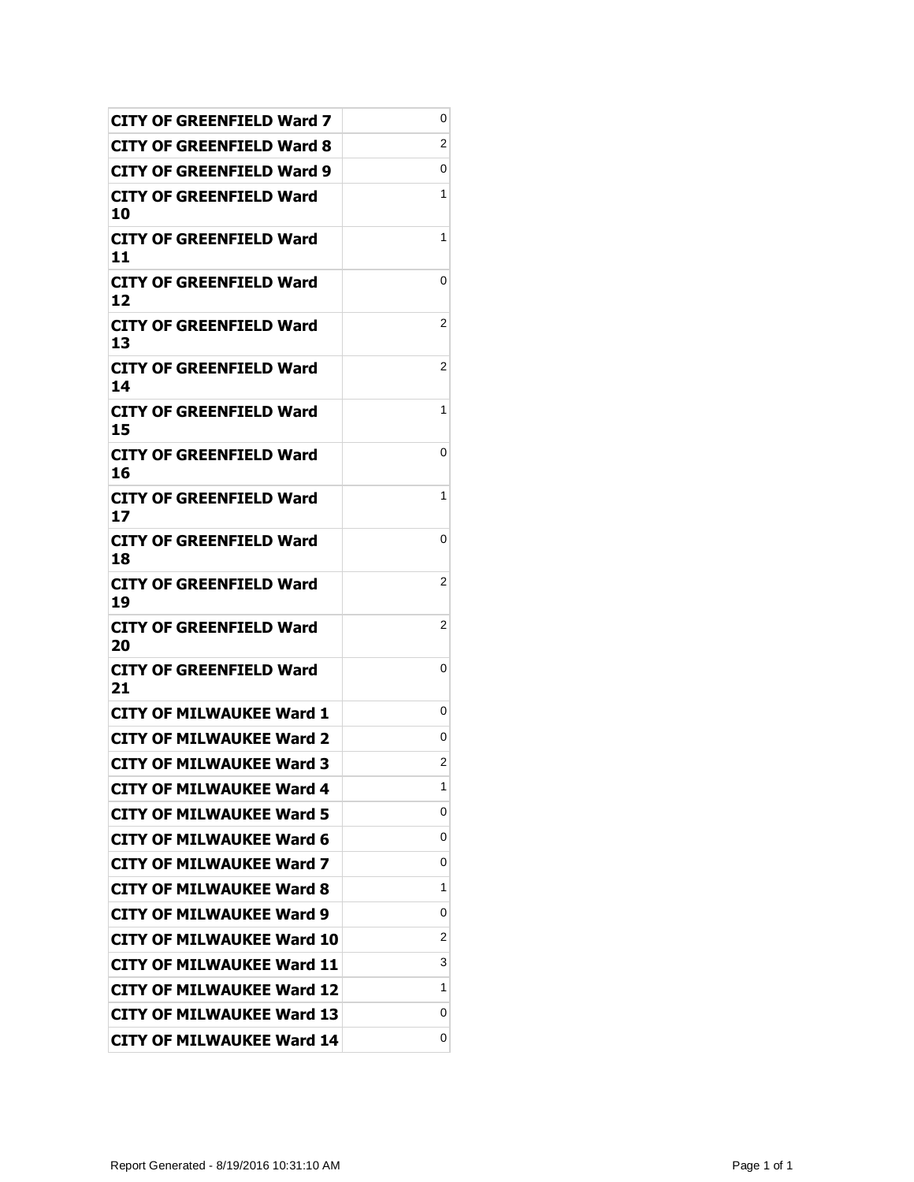| | |
|---|---|
| CITY OF GREENFIELD Ward 7 | 0 |
| CITY OF GREENFIELD Ward 8 | 2 |
| CITY OF GREENFIELD Ward 9 | 0 |
| CITY OF GREENFIELD Ward 10 | 1 |
| CITY OF GREENFIELD Ward 11 | 1 |
| CITY OF GREENFIELD Ward 12 | 0 |
| CITY OF GREENFIELD Ward 13 | 2 |
| CITY OF GREENFIELD Ward 14 | 2 |
| CITY OF GREENFIELD Ward 15 | 1 |
| CITY OF GREENFIELD Ward 16 | 0 |
| CITY OF GREENFIELD Ward 17 | 1 |
| CITY OF GREENFIELD Ward 18 | 0 |
| CITY OF GREENFIELD Ward 19 | 2 |
| CITY OF GREENFIELD Ward 20 | 2 |
| CITY OF GREENFIELD Ward 21 | 0 |
| CITY OF MILWAUKEE Ward 1 | 0 |
| CITY OF MILWAUKEE Ward 2 | 0 |
| CITY OF MILWAUKEE Ward 3 | 2 |
| CITY OF MILWAUKEE Ward 4 | 1 |
| CITY OF MILWAUKEE Ward 5 | 0 |
| CITY OF MILWAUKEE Ward 6 | 0 |
| CITY OF MILWAUKEE Ward 7 | 0 |
| CITY OF MILWAUKEE Ward 8 | 1 |
| CITY OF MILWAUKEE Ward 9 | 0 |
| CITY OF MILWAUKEE Ward 10 | 2 |
| CITY OF MILWAUKEE Ward 11 | 3 |
| CITY OF MILWAUKEE Ward 12 | 1 |
| CITY OF MILWAUKEE Ward 13 | 0 |
| CITY OF MILWAUKEE Ward 14 | 0 |

Report Generated - 8/19/2016 10:31:10 AM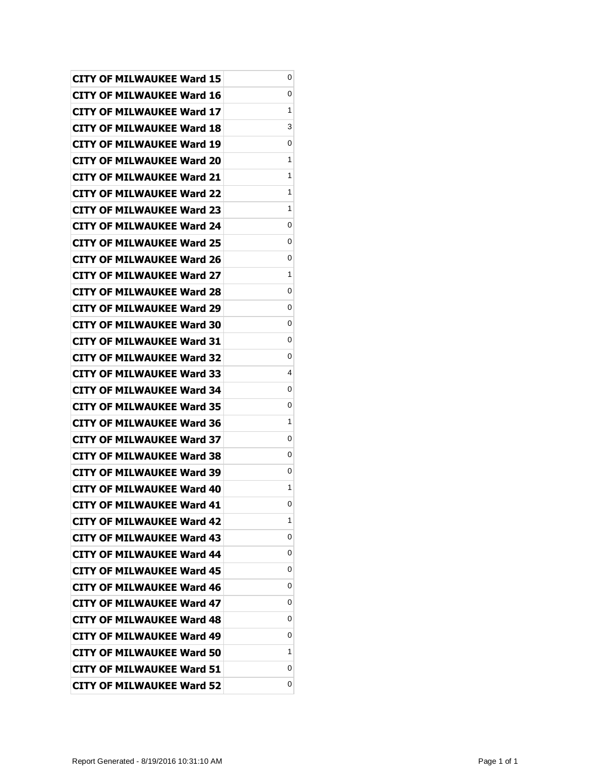| | |
|---|---|
| CITY OF MILWAUKEE Ward 15 | 0 |
| CITY OF MILWAUKEE Ward 16 | 0 |
| CITY OF MILWAUKEE Ward 17 | 1 |
| CITY OF MILWAUKEE Ward 18 | 3 |
| CITY OF MILWAUKEE Ward 19 | 0 |
| CITY OF MILWAUKEE Ward 20 | 1 |
| CITY OF MILWAUKEE Ward 21 | 1 |
| CITY OF MILWAUKEE Ward 22 | 1 |
| CITY OF MILWAUKEE Ward 23 | 1 |
| CITY OF MILWAUKEE Ward 24 | 0 |
| CITY OF MILWAUKEE Ward 25 | 0 |
| CITY OF MILWAUKEE Ward 26 | 0 |
| CITY OF MILWAUKEE Ward 27 | 1 |
| CITY OF MILWAUKEE Ward 28 | 0 |
| CITY OF MILWAUKEE Ward 29 | 0 |
| CITY OF MILWAUKEE Ward 30 | 0 |
| CITY OF MILWAUKEE Ward 31 | 0 |
| CITY OF MILWAUKEE Ward 32 | 0 |
| CITY OF MILWAUKEE Ward 33 | 4 |
| CITY OF MILWAUKEE Ward 34 | 0 |
| CITY OF MILWAUKEE Ward 35 | 0 |
| CITY OF MILWAUKEE Ward 36 | 1 |
| CITY OF MILWAUKEE Ward 37 | 0 |
| CITY OF MILWAUKEE Ward 38 | 0 |
| CITY OF MILWAUKEE Ward 39 | 0 |
| CITY OF MILWAUKEE Ward 40 | 1 |
| CITY OF MILWAUKEE Ward 41 | 0 |
| CITY OF MILWAUKEE Ward 42 | 1 |
| CITY OF MILWAUKEE Ward 43 | 0 |
| CITY OF MILWAUKEE Ward 44 | 0 |
| CITY OF MILWAUKEE Ward 45 | 0 |
| CITY OF MILWAUKEE Ward 46 | 0 |
| CITY OF MILWAUKEE Ward 47 | 0 |
| CITY OF MILWAUKEE Ward 48 | 0 |
| CITY OF MILWAUKEE Ward 49 | 0 |
| CITY OF MILWAUKEE Ward 50 | 1 |
| CITY OF MILWAUKEE Ward 51 | 0 |
| CITY OF MILWAUKEE Ward 52 | 0 |

Report Generated - 8/19/2016 10:31:10 AM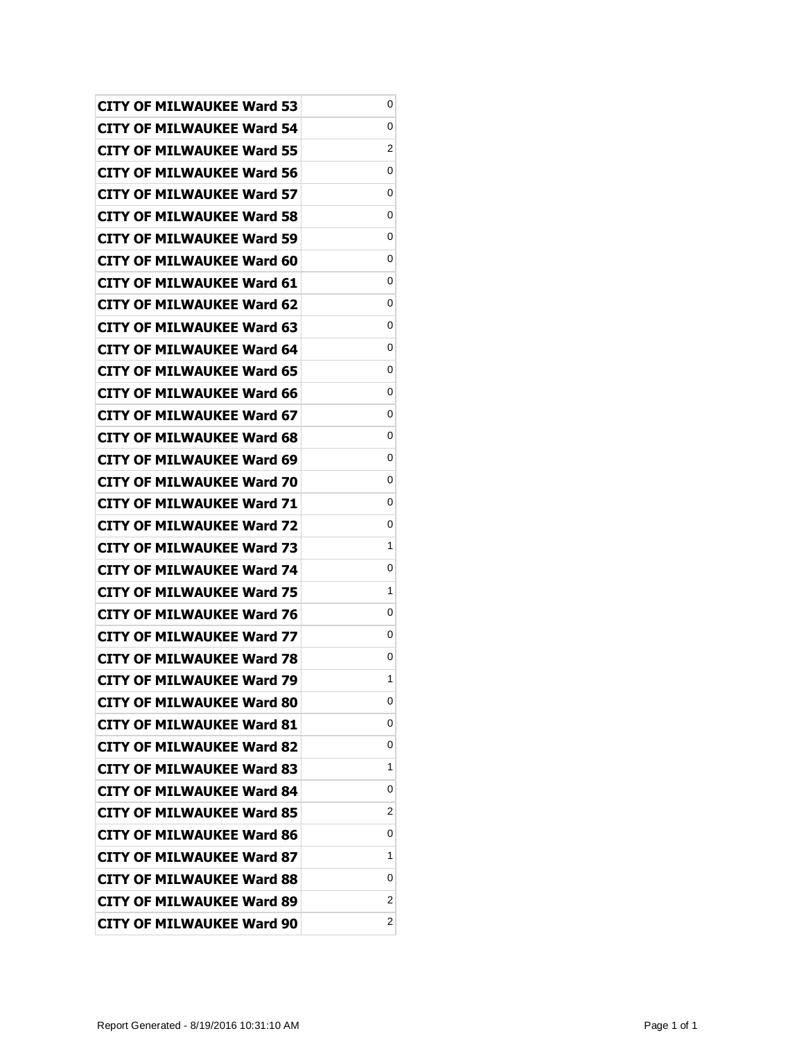| CITY OF MILWAUKEE Ward 53 | 0 |
|---|---|
| CITY OF MILWAUKEE Ward 54 | 0 |
| CITY OF MILWAUKEE Ward 55 | 2 |
| CITY OF MILWAUKEE Ward 56 | 0 |
| CITY OF MILWAUKEE Ward 57 | 0 |
| CITY OF MILWAUKEE Ward 58 | 0 |
| CITY OF MILWAUKEE Ward 59 | 0 |
| CITY OF MILWAUKEE Ward 60 | 0 |
| CITY OF MILWAUKEE Ward 61 | 0 |
| CITY OF MILWAUKEE Ward 62 | 0 |
| CITY OF MILWAUKEE Ward 63 | 0 |
| CITY OF MILWAUKEE Ward 64 | 0 |
| CITY OF MILWAUKEE Ward 65 | 0 |
| CITY OF MILWAUKEE Ward 66 | 0 |
| CITY OF MILWAUKEE Ward 67 | 0 |
| CITY OF MILWAUKEE Ward 68 | 0 |
| CITY OF MILWAUKEE Ward 69 | 0 |
| CITY OF MILWAUKEE Ward 70 | 0 |
| CITY OF MILWAUKEE Ward 71 | 0 |
| CITY OF MILWAUKEE Ward 72 | 0 |
| CITY OF MILWAUKEE Ward 73 | 1 |
| CITY OF MILWAUKEE Ward 74 | 0 |
| CITY OF MILWAUKEE Ward 75 | 1 |
| CITY OF MILWAUKEE Ward 76 | 0 |
| CITY OF MILWAUKEE Ward 77 | 0 |
| CITY OF MILWAUKEE Ward 78 | 0 |
| CITY OF MILWAUKEE Ward 79 | 1 |
| CITY OF MILWAUKEE Ward 80 | 0 |
| CITY OF MILWAUKEE Ward 81 | 0 |
| CITY OF MILWAUKEE Ward 82 | 0 |
| CITY OF MILWAUKEE Ward 83 | 1 |
| CITY OF MILWAUKEE Ward 84 | 0 |
| CITY OF MILWAUKEE Ward 85 | 2 |
| CITY OF MILWAUKEE Ward 86 | 0 |
| CITY OF MILWAUKEE Ward 87 | 1 |
| CITY OF MILWAUKEE Ward 88 | 0 |
| CITY OF MILWAUKEE Ward 89 | 2 |
| CITY OF MILWAUKEE Ward 90 | 2 |

Report Generated - 8/19/2016 10:31:10 AM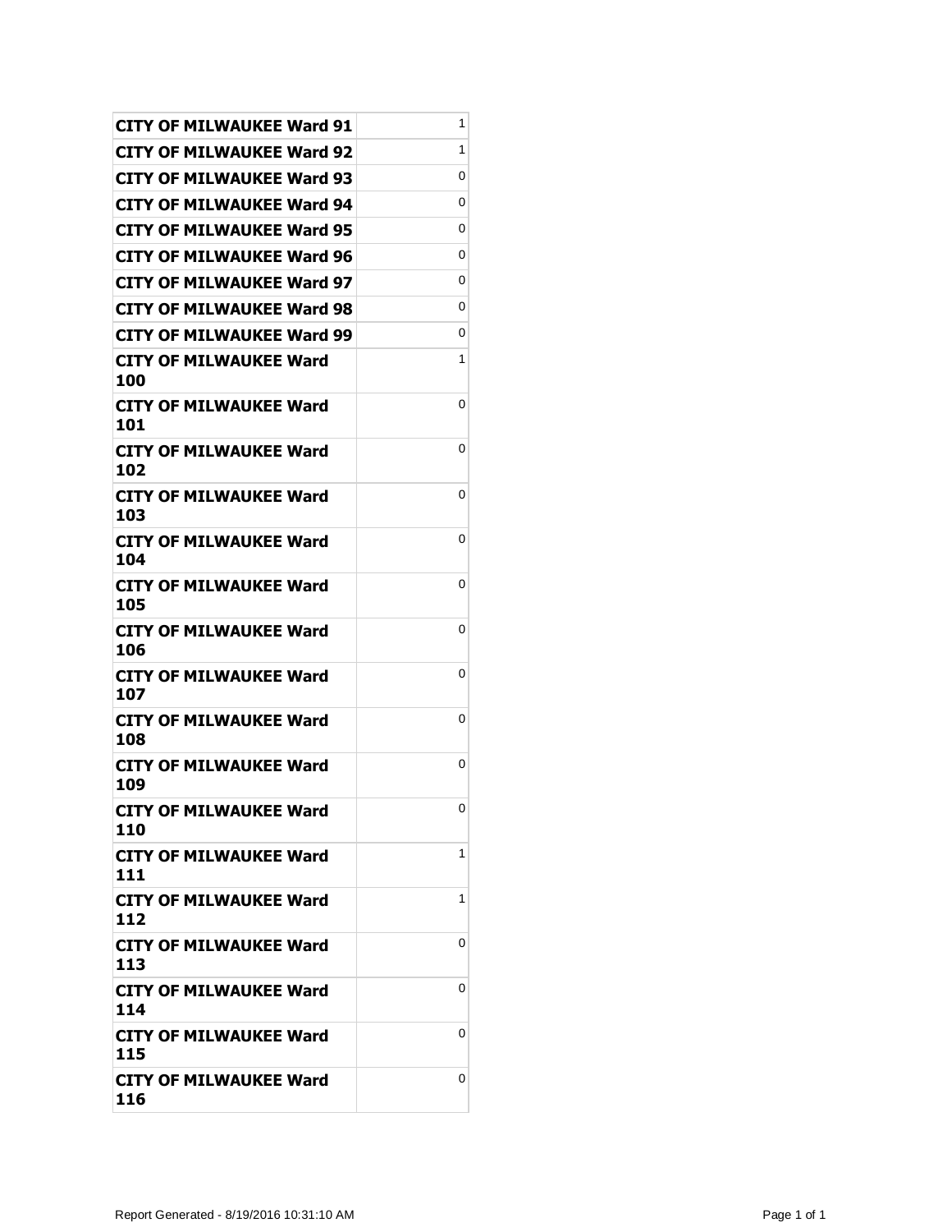| CITY OF MILWAUKEE Ward 91 | 1 |
|---|---|
| CITY OF MILWAUKEE Ward 92 | 1 |
| CITY OF MILWAUKEE Ward 93 | 0 |
| CITY OF MILWAUKEE Ward 94 | 0 |
| CITY OF MILWAUKEE Ward 95 | 0 |
| CITY OF MILWAUKEE Ward 96 | 0 |
| CITY OF MILWAUKEE Ward 97 | 0 |
| CITY OF MILWAUKEE Ward 98 | 0 |
| CITY OF MILWAUKEE Ward 99 | 0 |
| CITY OF MILWAUKEE Ward 100 | 1 |
| CITY OF MILWAUKEE Ward 101 | 0 |
| CITY OF MILWAUKEE Ward 102 | 0 |
| CITY OF MILWAUKEE Ward 103 | 0 |
| CITY OF MILWAUKEE Ward 104 | 0 |
| CITY OF MILWAUKEE Ward 105 | 0 |
| CITY OF MILWAUKEE Ward 106 | 0 |
| CITY OF MILWAUKEE Ward 107 | 0 |
| CITY OF MILWAUKEE Ward 108 | 0 |
| CITY OF MILWAUKEE Ward 109 | 0 |
| CITY OF MILWAUKEE Ward 110 | 0 |
| CITY OF MILWAUKEE Ward 111 | 1 |
| CITY OF MILWAUKEE Ward 112 | 1 |
| CITY OF MILWAUKEE Ward 113 | 0 |
| CITY OF MILWAUKEE Ward 114 | 0 |
| CITY OF MILWAUKEE Ward 115 | 0 |
| CITY OF MILWAUKEE Ward 116 | 0 |

Report Generated - 8/19/2016 10:31:10 AM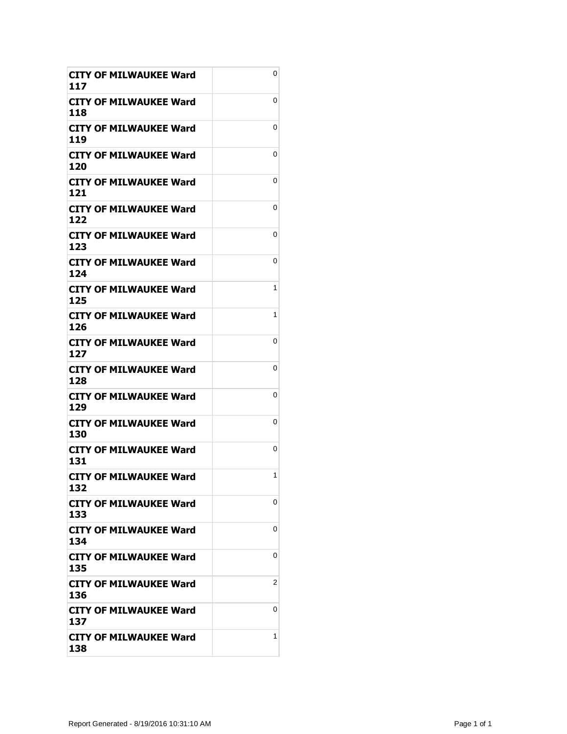| | |
|---|---|
| **CITY OF MILWAUKEE Ward 117** | 0 |
| **CITY OF MILWAUKEE Ward 118** | 0 |
| **CITY OF MILWAUKEE Ward 119** | 0 |
| **CITY OF MILWAUKEE Ward 120** | 0 |
| **CITY OF MILWAUKEE Ward 121** | 0 |
| **CITY OF MILWAUKEE Ward 122** | 0 |
| **CITY OF MILWAUKEE Ward 123** | 0 |
| **CITY OF MILWAUKEE Ward 124** | 0 |
| **CITY OF MILWAUKEE Ward 125** | 1 |
| **CITY OF MILWAUKEE Ward 126** | 1 |
| **CITY OF MILWAUKEE Ward 127** | 0 |
| **CITY OF MILWAUKEE Ward 128** | 0 |
| **CITY OF MILWAUKEE Ward 129** | 0 |
| **CITY OF MILWAUKEE Ward 130** | 0 |
| **CITY OF MILWAUKEE Ward 131** | 0 |
| **CITY OF MILWAUKEE Ward 132** | 1 |
| **CITY OF MILWAUKEE Ward 133** | 0 |
| **CITY OF MILWAUKEE Ward 134** | 0 |
| **CITY OF MILWAUKEE Ward 135** | 0 |
| **CITY OF MILWAUKEE Ward 136** | 2 |
| **CITY OF MILWAUKEE Ward 137** | 0 |
| **CITY OF MILWAUKEE Ward 138** | 1 |

Report Generated - 8/19/2016 10:31:10 AM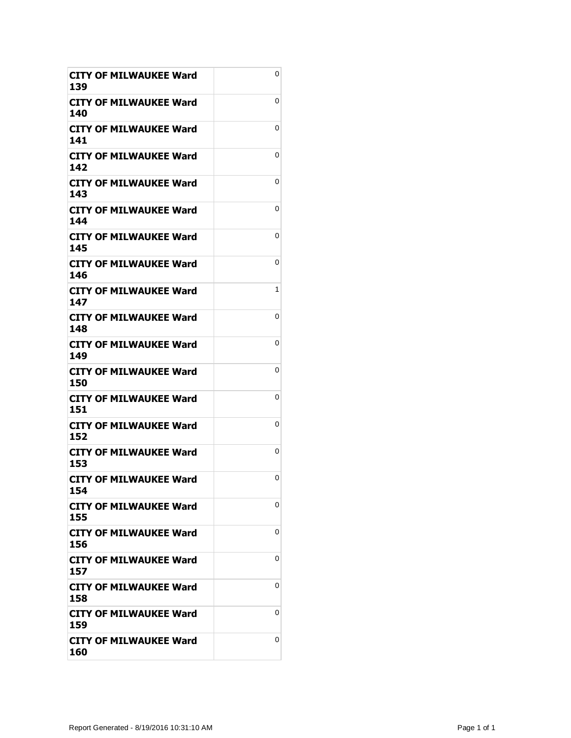| | |
|---|---|
| **CITY OF MILWAUKEE Ward 139** | 0 |
| **CITY OF MILWAUKEE Ward 140** | 0 |
| **CITY OF MILWAUKEE Ward 141** | 0 |
| **CITY OF MILWAUKEE Ward 142** | 0 |
| **CITY OF MILWAUKEE Ward 143** | 0 |
| **CITY OF MILWAUKEE Ward 144** | 0 |
| **CITY OF MILWAUKEE Ward 145** | 0 |
| **CITY OF MILWAUKEE Ward 146** | 0 |
| **CITY OF MILWAUKEE Ward 147** | 1 |
| **CITY OF MILWAUKEE Ward 148** | 0 |
| **CITY OF MILWAUKEE Ward 149** | 0 |
| **CITY OF MILWAUKEE Ward 150** | 0 |
| **CITY OF MILWAUKEE Ward 151** | 0 |
| **CITY OF MILWAUKEE Ward 152** | 0 |
| **CITY OF MILWAUKEE Ward 153** | 0 |
| **CITY OF MILWAUKEE Ward 154** | 0 |
| **CITY OF MILWAUKEE Ward 155** | 0 |
| **CITY OF MILWAUKEE Ward 156** | 0 |
| **CITY OF MILWAUKEE Ward 157** | 0 |
| **CITY OF MILWAUKEE Ward 158** | 0 |
| **CITY OF MILWAUKEE Ward 159** | 0 |
| **CITY OF MILWAUKEE Ward 160** | 0 |

Report Generated - 8/19/2016 10:31:10 AM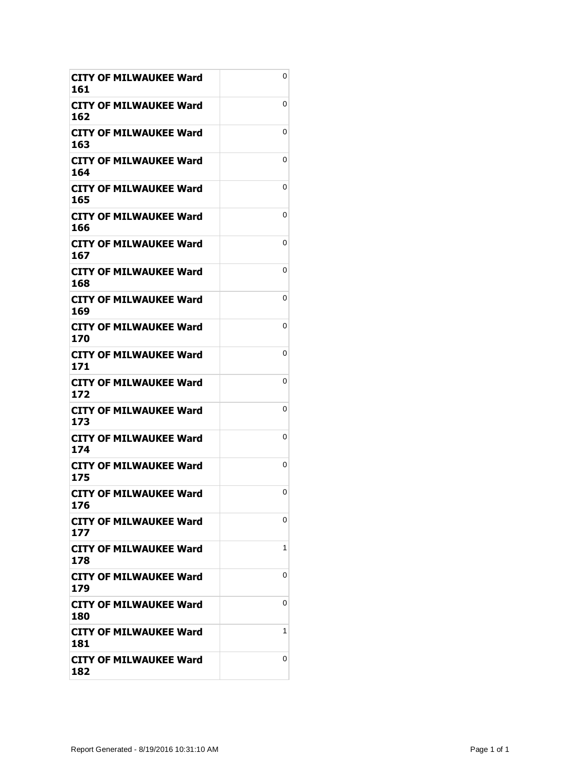| | |
|---|---|
| **CITY OF MILWAUKEE Ward 161** | 0 |
| **CITY OF MILWAUKEE Ward 162** | 0 |
| **CITY OF MILWAUKEE Ward 163** | 0 |
| **CITY OF MILWAUKEE Ward 164** | 0 |
| **CITY OF MILWAUKEE Ward 165** | 0 |
| **CITY OF MILWAUKEE Ward 166** | 0 |
| **CITY OF MILWAUKEE Ward 167** | 0 |
| **CITY OF MILWAUKEE Ward 168** | 0 |
| **CITY OF MILWAUKEE Ward 169** | 0 |
| **CITY OF MILWAUKEE Ward 170** | 0 |
| **CITY OF MILWAUKEE Ward 171** | 0 |
| **CITY OF MILWAUKEE Ward 172** | 0 |
| **CITY OF MILWAUKEE Ward 173** | 0 |
| **CITY OF MILWAUKEE Ward 174** | 0 |
| **CITY OF MILWAUKEE Ward 175** | 0 |
| **CITY OF MILWAUKEE Ward 176** | 0 |
| **CITY OF MILWAUKEE Ward 177** | 0 |
| **CITY OF MILWAUKEE Ward 178** | 1 |
| **CITY OF MILWAUKEE Ward 179** | 0 |
| **CITY OF MILWAUKEE Ward 180** | 0 |
| **CITY OF MILWAUKEE Ward 181** | 1 |
| **CITY OF MILWAUKEE Ward 182** | 0 |

Report Generated - 8/19/2016 10:31:10 AM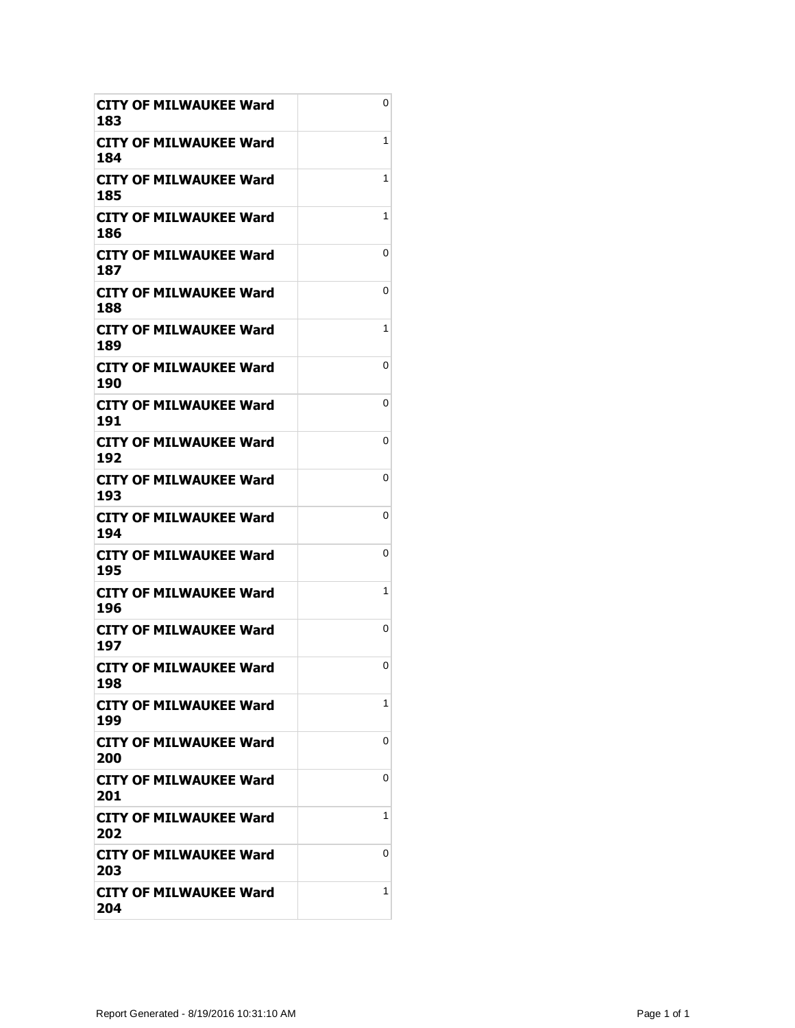| | |
|---|---|
| **CITY OF MILWAUKEE Ward 183** | 0 |
| **CITY OF MILWAUKEE Ward 184** | 1 |
| **CITY OF MILWAUKEE Ward 185** | 1 |
| **CITY OF MILWAUKEE Ward 186** | 1 |
| **CITY OF MILWAUKEE Ward 187** | 0 |
| **CITY OF MILWAUKEE Ward 188** | 0 |
| **CITY OF MILWAUKEE Ward 189** | 1 |
| **CITY OF MILWAUKEE Ward 190** | 0 |
| **CITY OF MILWAUKEE Ward 191** | 0 |
| **CITY OF MILWAUKEE Ward 192** | 0 |
| **CITY OF MILWAUKEE Ward 193** | 0 |
| **CITY OF MILWAUKEE Ward 194** | 0 |
| **CITY OF MILWAUKEE Ward 195** | 0 |
| **CITY OF MILWAUKEE Ward 196** | 1 |
| **CITY OF MILWAUKEE Ward 197** | 0 |
| **CITY OF MILWAUKEE Ward 198** | 0 |
| **CITY OF MILWAUKEE Ward 199** | 1 |
| **CITY OF MILWAUKEE Ward 200** | 0 |
| **CITY OF MILWAUKEE Ward 201** | 0 |
| **CITY OF MILWAUKEE Ward 202** | 1 |
| **CITY OF MILWAUKEE Ward 203** | 0 |
| **CITY OF MILWAUKEE Ward 204** | 1 |

Report Generated - 8/19/2016 10:31:10 AM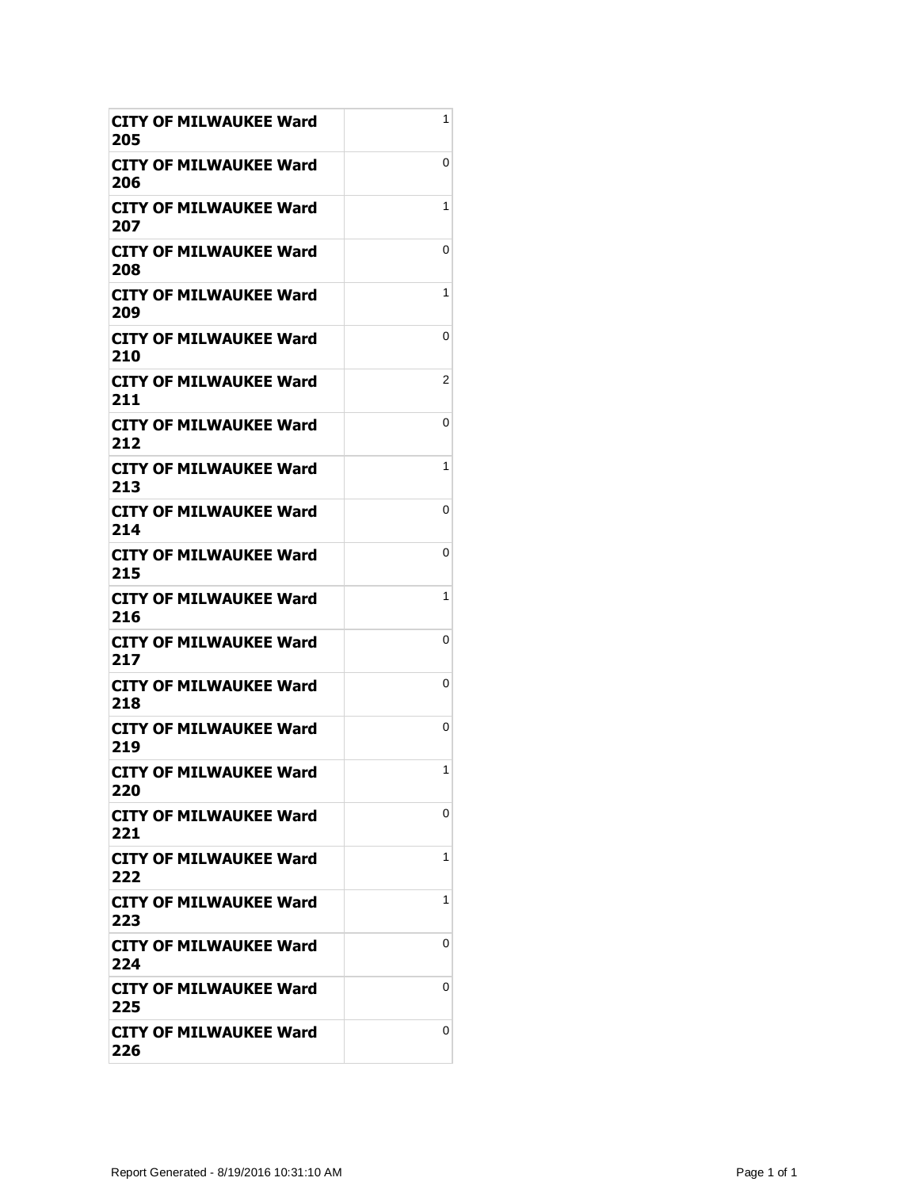| | |
|---|---|
| **CITY OF MILWAUKEE Ward 205** | 1 |
| **CITY OF MILWAUKEE Ward 206** | 0 |
| **CITY OF MILWAUKEE Ward 207** | 1 |
| **CITY OF MILWAUKEE Ward 208** | 0 |
| **CITY OF MILWAUKEE Ward 209** | 1 |
| **CITY OF MILWAUKEE Ward 210** | 0 |
| **CITY OF MILWAUKEE Ward 211** | 2 |
| **CITY OF MILWAUKEE Ward 212** | 0 |
| **CITY OF MILWAUKEE Ward 213** | 1 |
| **CITY OF MILWAUKEE Ward 214** | 0 |
| **CITY OF MILWAUKEE Ward 215** | 0 |
| **CITY OF MILWAUKEE Ward 216** | 1 |
| **CITY OF MILWAUKEE Ward 217** | 0 |
| **CITY OF MILWAUKEE Ward 218** | 0 |
| **CITY OF MILWAUKEE Ward 219** | 0 |
| **CITY OF MILWAUKEE Ward 220** | 1 |
| **CITY OF MILWAUKEE Ward 221** | 0 |
| **CITY OF MILWAUKEE Ward 222** | 1 |
| **CITY OF MILWAUKEE Ward 223** | 1 |
| **CITY OF MILWAUKEE Ward 224** | 0 |
| **CITY OF MILWAUKEE Ward 225** | 0 |
| **CITY OF MILWAUKEE Ward 226** | 0 |

Report Generated - 8/19/2016 10:31:10 AM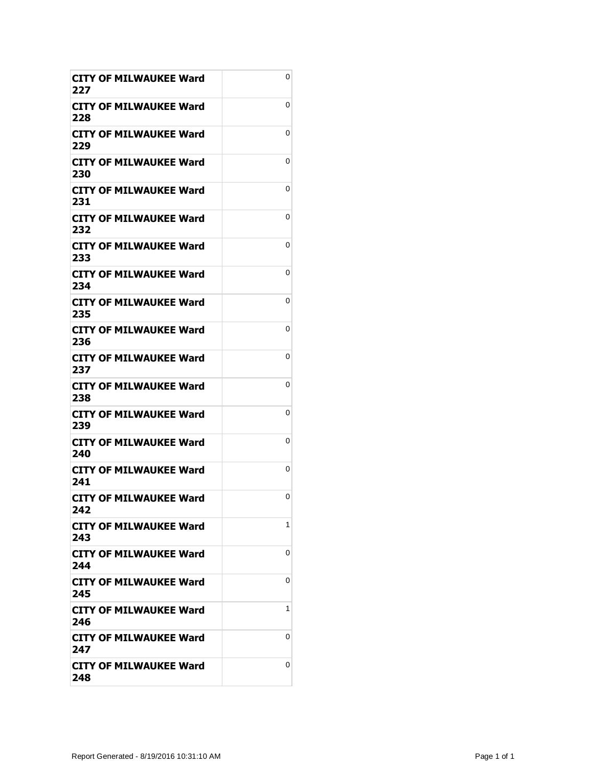| | |
|---|---|
| **CITY OF MILWAUKEE Ward 227** | 0 |
| **CITY OF MILWAUKEE Ward 228** | 0 |
| **CITY OF MILWAUKEE Ward 229** | 0 |
| **CITY OF MILWAUKEE Ward 230** | 0 |
| **CITY OF MILWAUKEE Ward 231** | 0 |
| **CITY OF MILWAUKEE Ward 232** | 0 |
| **CITY OF MILWAUKEE Ward 233** | 0 |
| **CITY OF MILWAUKEE Ward 234** | 0 |
| **CITY OF MILWAUKEE Ward 235** | 0 |
| **CITY OF MILWAUKEE Ward 236** | 0 |
| **CITY OF MILWAUKEE Ward 237** | 0 |
| **CITY OF MILWAUKEE Ward 238** | 0 |
| **CITY OF MILWAUKEE Ward 239** | 0 |
| **CITY OF MILWAUKEE Ward 240** | 0 |
| **CITY OF MILWAUKEE Ward 241** | 0 |
| **CITY OF MILWAUKEE Ward 242** | 0 |
| **CITY OF MILWAUKEE Ward 243** | 1 |
| **CITY OF MILWAUKEE Ward 244** | 0 |
| **CITY OF MILWAUKEE Ward 245** | 0 |
| **CITY OF MILWAUKEE Ward 246** | 1 |
| **CITY OF MILWAUKEE Ward 247** | 0 |
| **CITY OF MILWAUKEE Ward 248** | 0 |

Report Generated - 8/19/2016 10:31:10 AM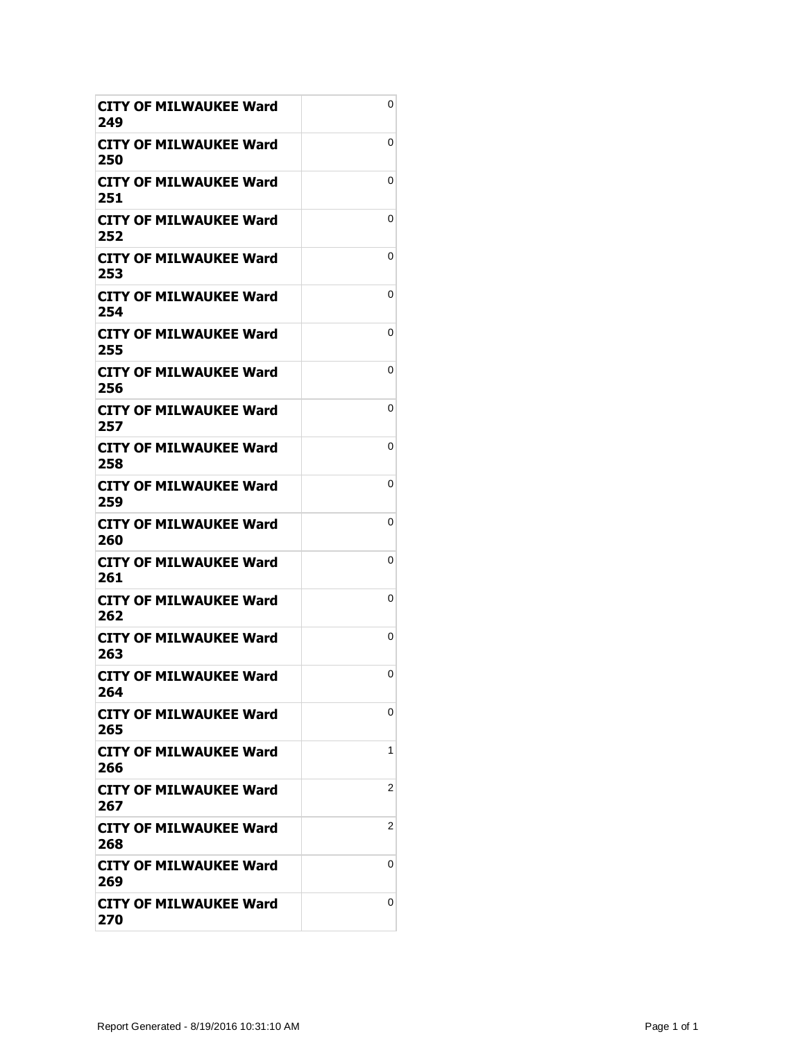| | |
|---|---|
| **CITY OF MILWAUKEE Ward 249** | 0 |
| **CITY OF MILWAUKEE Ward 250** | 0 |
| **CITY OF MILWAUKEE Ward 251** | 0 |
| **CITY OF MILWAUKEE Ward 252** | 0 |
| **CITY OF MILWAUKEE Ward 253** | 0 |
| **CITY OF MILWAUKEE Ward 254** | 0 |
| **CITY OF MILWAUKEE Ward 255** | 0 |
| **CITY OF MILWAUKEE Ward 256** | 0 |
| **CITY OF MILWAUKEE Ward 257** | 0 |
| **CITY OF MILWAUKEE Ward 258** | 0 |
| **CITY OF MILWAUKEE Ward 259** | 0 |
| **CITY OF MILWAUKEE Ward 260** | 0 |
| **CITY OF MILWAUKEE Ward 261** | 0 |
| **CITY OF MILWAUKEE Ward 262** | 0 |
| **CITY OF MILWAUKEE Ward 263** | 0 |
| **CITY OF MILWAUKEE Ward 264** | 0 |
| **CITY OF MILWAUKEE Ward 265** | 0 |
| **CITY OF MILWAUKEE Ward 266** | 1 |
| **CITY OF MILWAUKEE Ward 267** | 2 |
| **CITY OF MILWAUKEE Ward 268** | 2 |
| **CITY OF MILWAUKEE Ward 269** | 0 |
| **CITY OF MILWAUKEE Ward 270** | 0 |

Report Generated - 8/19/2016 10:31:10 AM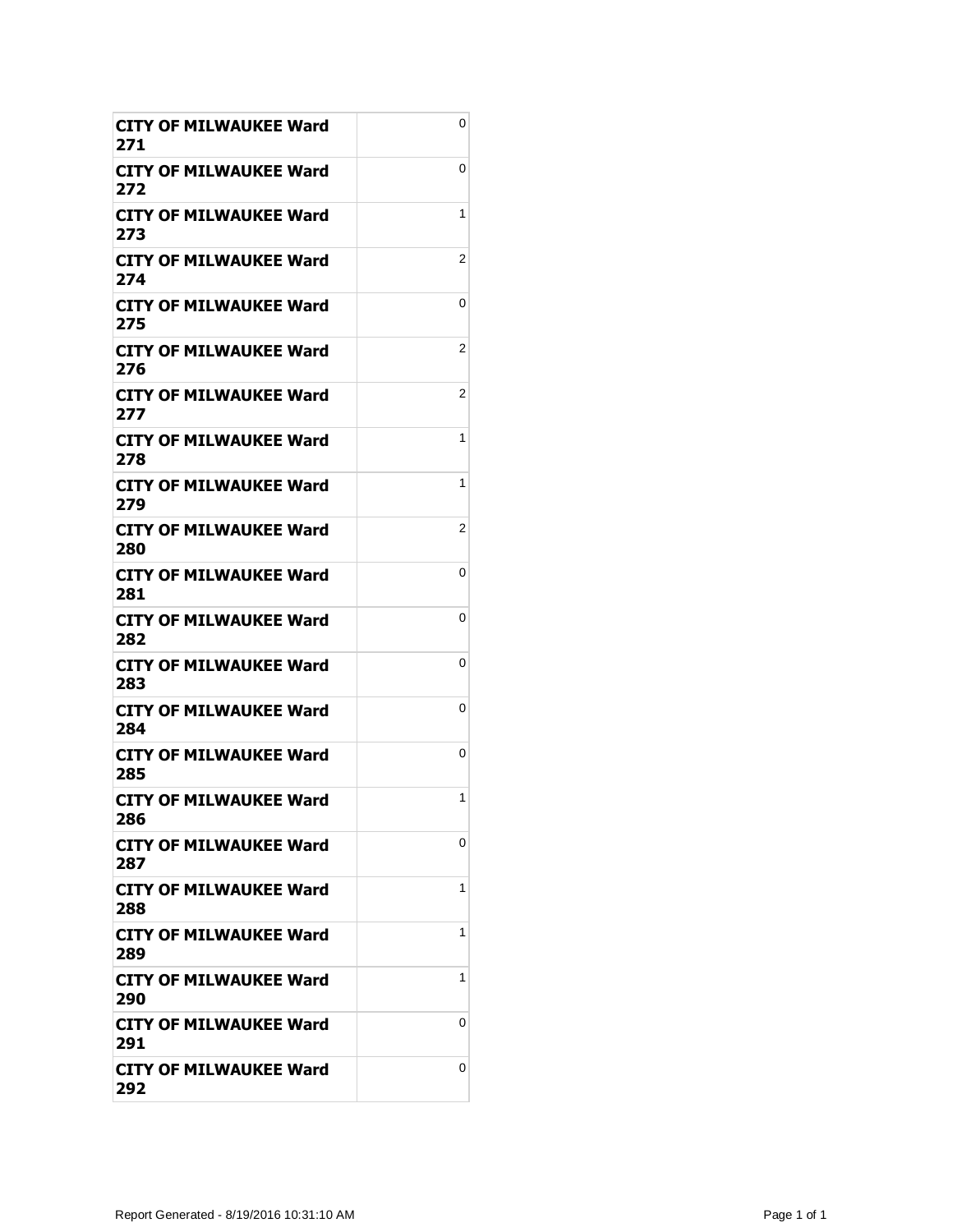| | |
|---|---|
| **CITY OF MILWAUKEE Ward 271** | 0 |
| **CITY OF MILWAUKEE Ward 272** | 0 |
| **CITY OF MILWAUKEE Ward 273** | 1 |
| **CITY OF MILWAUKEE Ward 274** | 2 |
| **CITY OF MILWAUKEE Ward 275** | 0 |
| **CITY OF MILWAUKEE Ward 276** | 2 |
| **CITY OF MILWAUKEE Ward 277** | 2 |
| **CITY OF MILWAUKEE Ward 278** | 1 |
| **CITY OF MILWAUKEE Ward 279** | 1 |
| **CITY OF MILWAUKEE Ward 280** | 2 |
| **CITY OF MILWAUKEE Ward 281** | 0 |
| **CITY OF MILWAUKEE Ward 282** | 0 |
| **CITY OF MILWAUKEE Ward 283** | 0 |
| **CITY OF MILWAUKEE Ward 284** | 0 |
| **CITY OF MILWAUKEE Ward 285** | 0 |
| **CITY OF MILWAUKEE Ward 286** | 1 |
| **CITY OF MILWAUKEE Ward 287** | 0 |
| **CITY OF MILWAUKEE Ward 288** | 1 |
| **CITY OF MILWAUKEE Ward 289** | 1 |
| **CITY OF MILWAUKEE Ward 290** | 1 |
| **CITY OF MILWAUKEE Ward 291** | 0 |
| **CITY OF MILWAUKEE Ward 292** | 0 |

Report Generated - 8/19/2016 10:31:10 AM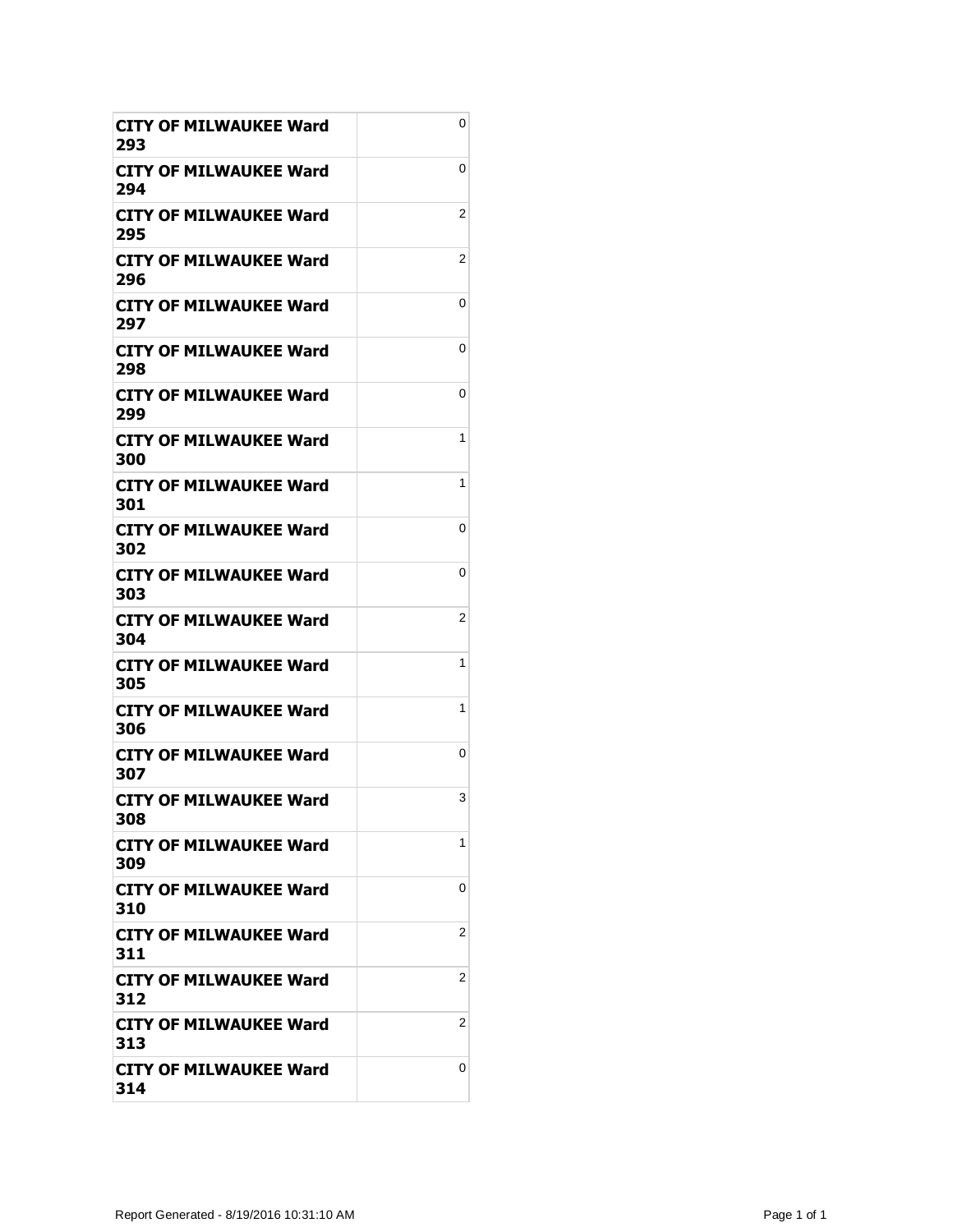| | |
|---|---|
| **CITY OF MILWAUKEE Ward 293** | 0 |
| **CITY OF MILWAUKEE Ward 294** | 0 |
| **CITY OF MILWAUKEE Ward 295** | 2 |
| **CITY OF MILWAUKEE Ward 296** | 2 |
| **CITY OF MILWAUKEE Ward 297** | 0 |
| **CITY OF MILWAUKEE Ward 298** | 0 |
| **CITY OF MILWAUKEE Ward 299** | 0 |
| **CITY OF MILWAUKEE Ward 300** | 1 |
| **CITY OF MILWAUKEE Ward 301** | 1 |
| **CITY OF MILWAUKEE Ward 302** | 0 |
| **CITY OF MILWAUKEE Ward 303** | 0 |
| **CITY OF MILWAUKEE Ward 304** | 2 |
| **CITY OF MILWAUKEE Ward 305** | 1 |
| **CITY OF MILWAUKEE Ward 306** | 1 |
| **CITY OF MILWAUKEE Ward 307** | 0 |
| **CITY OF MILWAUKEE Ward 308** | 3 |
| **CITY OF MILWAUKEE Ward 309** | 1 |
| **CITY OF MILWAUKEE Ward 310** | 0 |
| **CITY OF MILWAUKEE Ward 311** | 2 |
| **CITY OF MILWAUKEE Ward 312** | 2 |
| **CITY OF MILWAUKEE Ward 313** | 2 |
| **CITY OF MILWAUKEE Ward 314** | 0 |

Report Generated - 8/19/2016 10:31:10 AM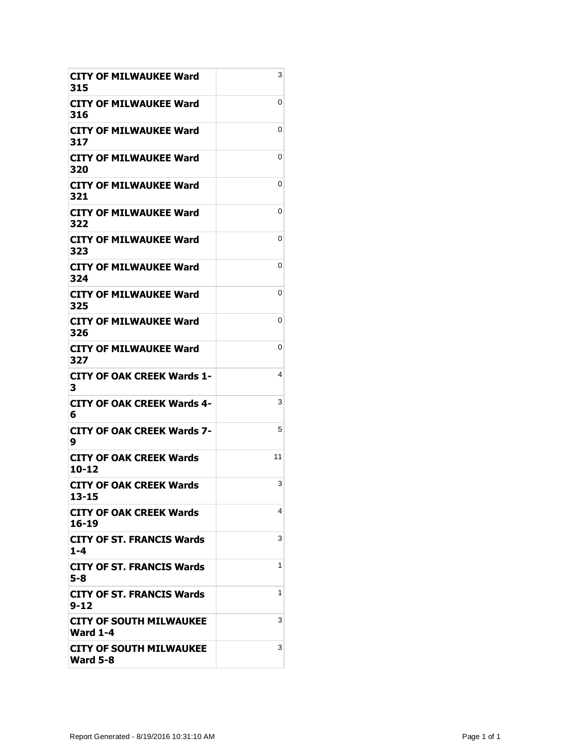| | |
|---|---|
| **CITY OF MILWAUKEE Ward 315** | 3 |
| **CITY OF MILWAUKEE Ward 316** | 0 |
| **CITY OF MILWAUKEE Ward 317** | 0 |
| **CITY OF MILWAUKEE Ward 320** | 0 |
| **CITY OF MILWAUKEE Ward 321** | 0 |
| **CITY OF MILWAUKEE Ward 322** | 0 |
| **CITY OF MILWAUKEE Ward 323** | 0 |
| **CITY OF MILWAUKEE Ward 324** | 0 |
| **CITY OF MILWAUKEE Ward 325** | 0 |
| **CITY OF MILWAUKEE Ward 326** | 0 |
| **CITY OF MILWAUKEE Ward 327** | 0 |
| **CITY OF OAK CREEK Wards 1-3** | 4 |
| **CITY OF OAK CREEK Wards 4-6** | 3 |
| **CITY OF OAK CREEK Wards 7-9** | 5 |
| **CITY OF OAK CREEK Wards 10-12** | 11 |
| **CITY OF OAK CREEK Wards 13-15** | 3 |
| **CITY OF OAK CREEK Wards 16-19** | 4 |
| **CITY OF ST. FRANCIS Wards 1-4** | 3 |
| **CITY OF ST. FRANCIS Wards 5-8** | 1 |
| **CITY OF ST. FRANCIS Wards 9-12** | 1 |
| **CITY OF SOUTH MILWAUKEE Ward 1-4** | 3 |
| **CITY OF SOUTH MILWAUKEE Ward 5-8** | 3 |

Report Generated - 8/19/2016 10:31:10 AM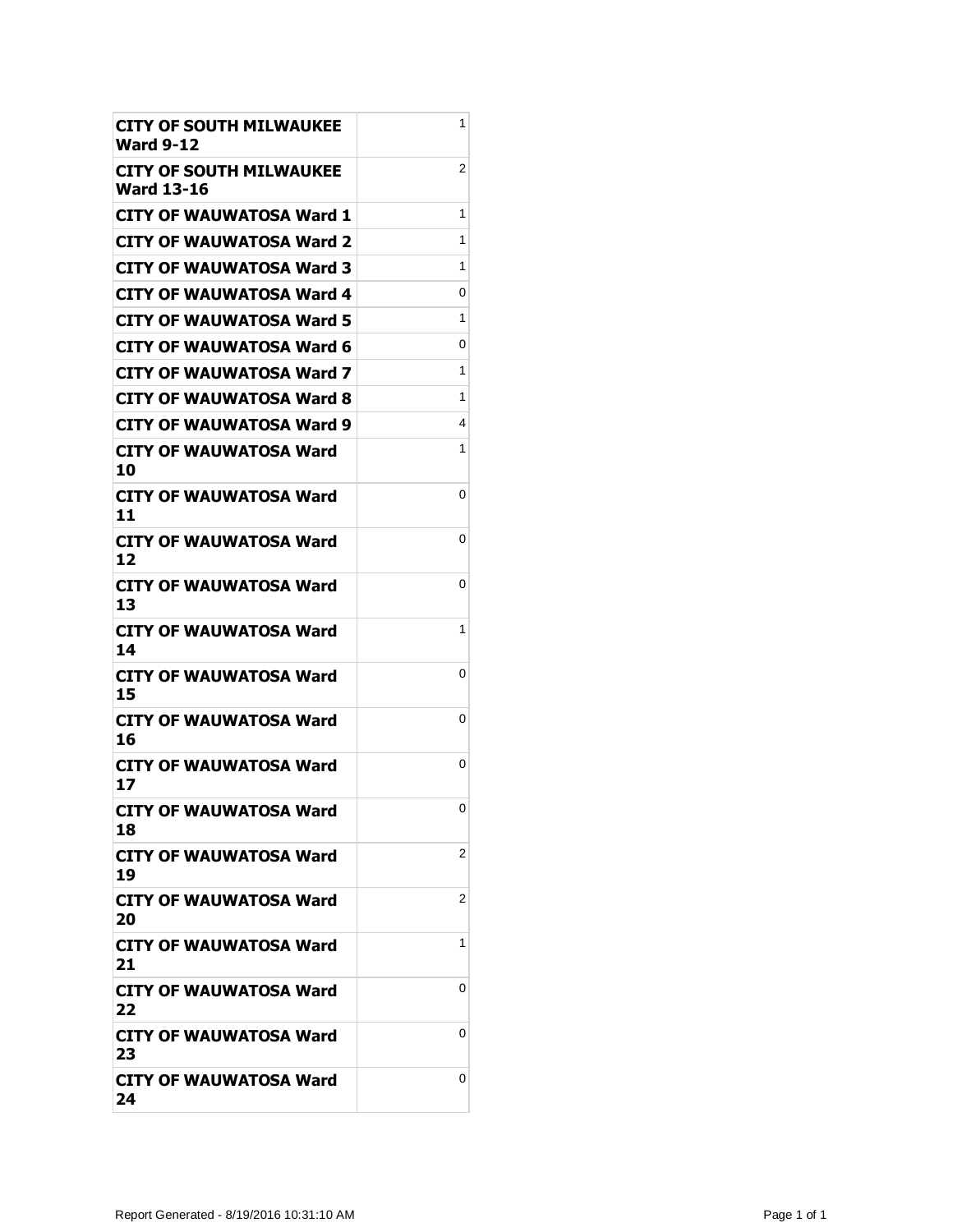| | |
|---|---|
| **CITY OF SOUTH MILWAUKEE Ward 9-12** | 1 |
| **CITY OF SOUTH MILWAUKEE Ward 13-16** | 2 |
| **CITY OF WAUWATOSA Ward 1** | 1 |
| **CITY OF WAUWATOSA Ward 2** | 1 |
| **CITY OF WAUWATOSA Ward 3** | 1 |
| **CITY OF WAUWATOSA Ward 4** | 0 |
| **CITY OF WAUWATOSA Ward 5** | 1 |
| **CITY OF WAUWATOSA Ward 6** | 0 |
| **CITY OF WAUWATOSA Ward 7** | 1 |
| **CITY OF WAUWATOSA Ward 8** | 1 |
| **CITY OF WAUWATOSA Ward 9** | 4 |
| **CITY OF WAUWATOSA Ward 10** | 1 |
| **CITY OF WAUWATOSA Ward 11** | 0 |
| **CITY OF WAUWATOSA Ward 12** | 0 |
| **CITY OF WAUWATOSA Ward 13** | 0 |
| **CITY OF WAUWATOSA Ward 14** | 1 |
| **CITY OF WAUWATOSA Ward 15** | 0 |
| **CITY OF WAUWATOSA Ward 16** | 0 |
| **CITY OF WAUWATOSA Ward 17** | 0 |
| **CITY OF WAUWATOSA Ward 18** | 0 |
| **CITY OF WAUWATOSA Ward 19** | 2 |
| **CITY OF WAUWATOSA Ward 20** | 2 |
| **CITY OF WAUWATOSA Ward 21** | 1 |
| **CITY OF WAUWATOSA Ward 22** | 0 |
| **CITY OF WAUWATOSA Ward 23** | 0 |
| **CITY OF WAUWATOSA Ward 24** | 0 |

Report Generated - 8/19/2016 10:31:10 AM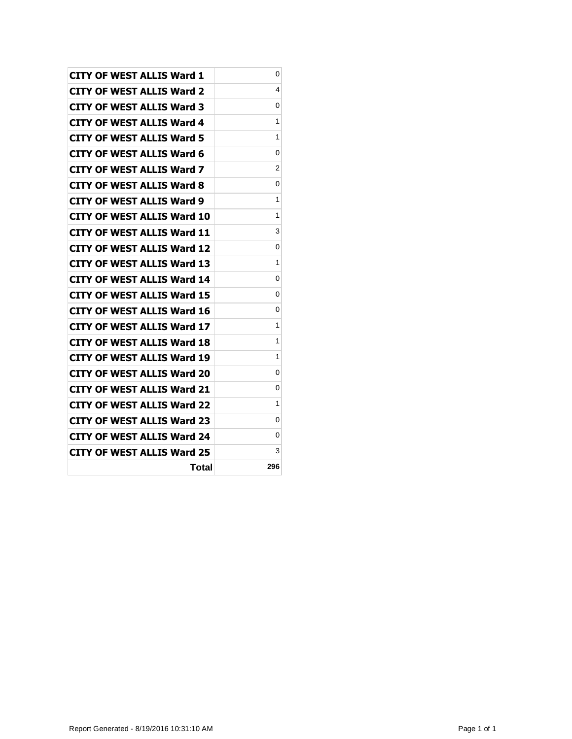| | |
|---|---|
| **CITY OF WEST ALLIS Ward 1** | 0 |
| **CITY OF WEST ALLIS Ward 2** | 4 |
| **CITY OF WEST ALLIS Ward 3** | 0 |
| **CITY OF WEST ALLIS Ward 4** | 1 |
| **CITY OF WEST ALLIS Ward 5** | 1 |
| **CITY OF WEST ALLIS Ward 6** | 0 |
| **CITY OF WEST ALLIS Ward 7** | 2 |
| **CITY OF WEST ALLIS Ward 8** | 0 |
| **CITY OF WEST ALLIS Ward 9** | 1 |
| **CITY OF WEST ALLIS Ward 10** | 1 |
| **CITY OF WEST ALLIS Ward 11** | 3 |
| **CITY OF WEST ALLIS Ward 12** | 0 |
| **CITY OF WEST ALLIS Ward 13** | 1 |
| **CITY OF WEST ALLIS Ward 14** | 0 |
| **CITY OF WEST ALLIS Ward 15** | 0 |
| **CITY OF WEST ALLIS Ward 16** | 0 |
| **CITY OF WEST ALLIS Ward 17** | 1 |
| **CITY OF WEST ALLIS Ward 18** | 1 |
| **CITY OF WEST ALLIS Ward 19** | 1 |
| **CITY OF WEST ALLIS Ward 20** | 0 |
| **CITY OF WEST ALLIS Ward 21** | 0 |
| **CITY OF WEST ALLIS Ward 22** | 1 |
| **CITY OF WEST ALLIS Ward 23** | 0 |
| **CITY OF WEST ALLIS Ward 24** | 0 |
| **CITY OF WEST ALLIS Ward 25** | 3 |
| **Total** | **296** |

Report Generated - 8/19/2016 10:31:10 AM